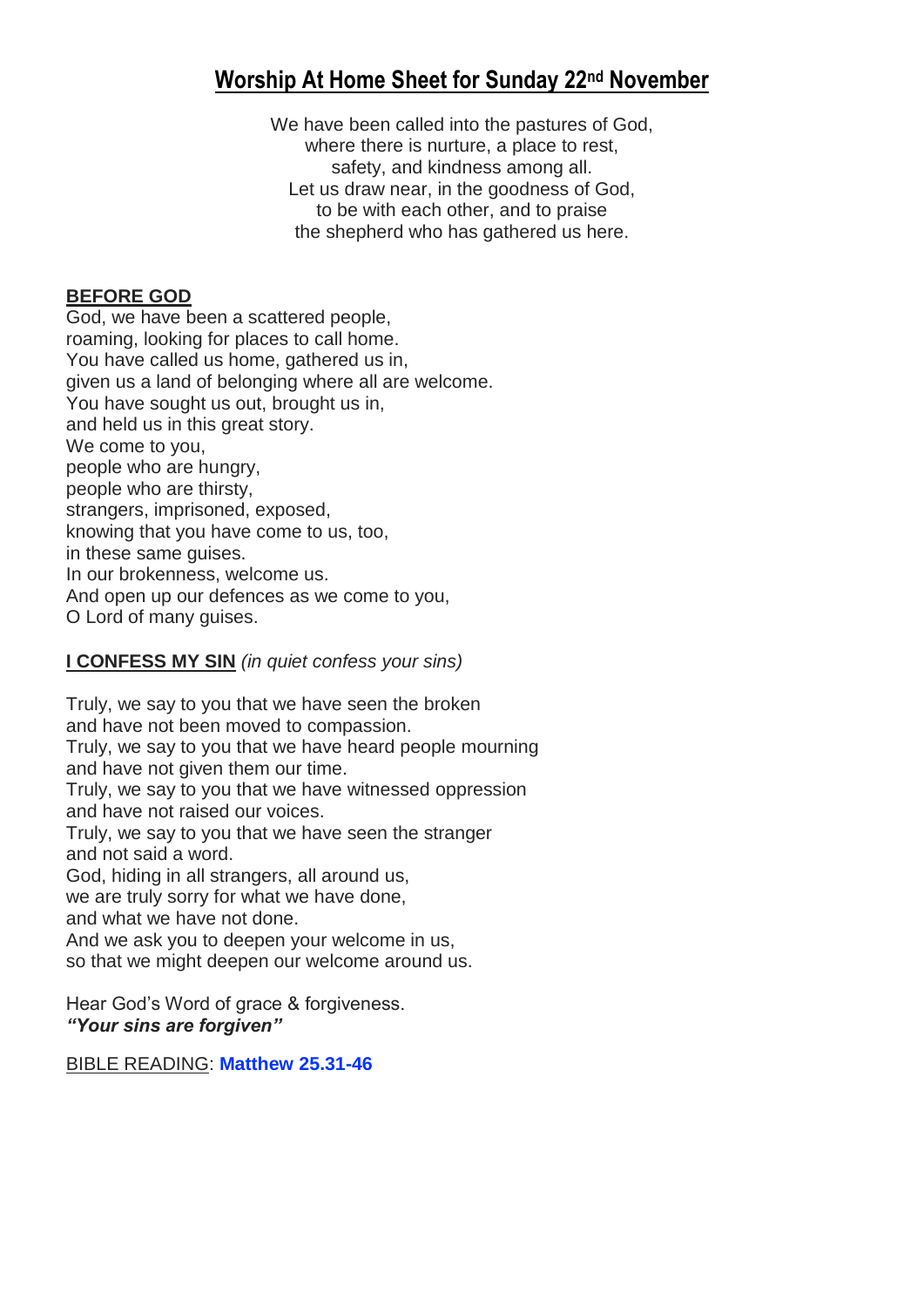# Worship At Home Sheet for Sunday 22nd November

We have been called into the pastures of God,  
where there is nurture, a place to rest,  
safety, and kindness among all.  
Let us draw near, in the goodness of God,  
to be with each other, and to praise  
the shepherd who has gathered us here.

**BEFORE GOD**

God, we have been a scattered people,  
roaming, looking for places to call home.  
You have called us home, gathered us in,  
given us a land of belonging where all are welcome.  
You have sought us out, brought us in,  
and held us in this great story.  
We come to you,  
people who are hungry,  
people who are thirsty,  
strangers, imprisoned, exposed,  
knowing that you have come to us, too,  
in these same guises.  
In our brokenness, welcome us.  
And open up our defences as we come to you,  
O Lord of many guises.

**I CONFESS MY SIN** *(in quiet confess your sins)*

Truly, we say to you that we have seen the broken  
and have not been moved to compassion.  
Truly, we say to you that we have heard people mourning  
and have not given them our time.  
Truly, we say to you that we have witnessed oppression  
and have not raised our voices.  
Truly, we say to you that we have seen the stranger  
and not said a word.  
God, hiding in all strangers, all around us,  
we are truly sorry for what we have done,  
and what we have not done.  
And we ask you to deepen your welcome in us,  
so that we might deepen our welcome around us.

Hear God's Word of grace & forgiveness.  
***"Your sins are forgiven"***

BIBLE READING: **Matthew 25.31-46**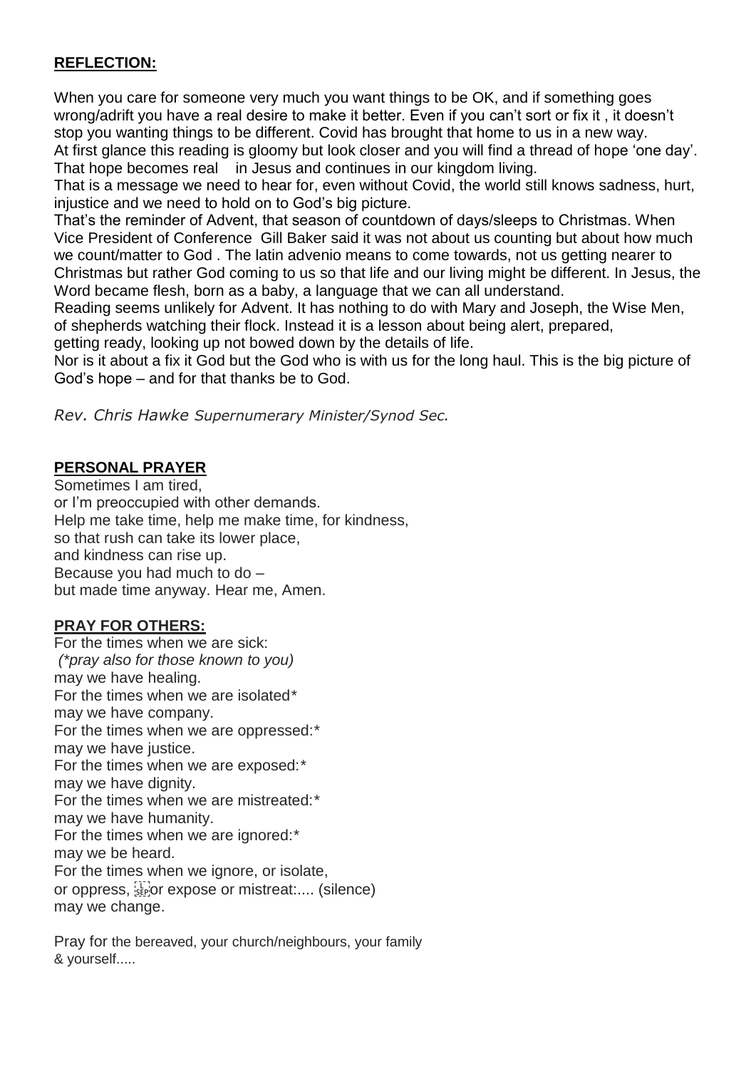## REFLECTION:

When you care for someone very much you want things to be OK, and if something goes wrong/adrift you have a real desire to make it better. Even if you can't sort or fix it , it doesn't stop you wanting things to be different. Covid has brought that home to us in a new way. At first glance this reading is gloomy but look closer and you will find a thread of hope 'one day'. That hope becomes real in Jesus and continues in our kingdom living.

That is a message we need to hear for, even without Covid, the world still knows sadness, hurt, injustice and we need to hold on to God's big picture.

That's the reminder of Advent, that season of countdown of days/sleeps to Christmas. When Vice President of Conference Gill Baker said it was not about us counting but about how much we count/matter to God . The latin advenio means to come towards, not us getting nearer to Christmas but rather God coming to us so that life and our living might be different. In Jesus, the Word became flesh, born as a baby, a language that we can all understand.

Reading seems unlikely for Advent. It has nothing to do with Mary and Joseph, the Wise Men, of shepherds watching their flock. Instead it is a lesson about being alert, prepared, getting ready, looking up not bowed down by the details of life.

Nor is it about a fix it God but the God who is with us for the long haul. This is the big picture of God's hope – and for that thanks be to God.

*Rev. Chris Hawke Supernumerary Minister/Synod Sec.*

## PERSONAL PRAYER

Sometimes I am tired,  
or I'm preoccupied with other demands.  
Help me take time, help me make time, for kindness,  
so that rush can take its lower place,  
and kindness can rise up.  
Because you had much to do –  
but made time anyway. Hear me, Amen.

## PRAY FOR OTHERS:

For the times when we are sick:  
*(\*pray also for those known to you)*  
may we have healing.  
For the times when we are isolated*  
may we have company.  
For the times when we are oppressed:*  
may we have justice.  
For the times when we are exposed:*  
may we have dignity.  
For the times when we are mistreated:*  
may we have humanity.  
For the times when we are ignored:*  
may we be heard.  
For the times when we ignore, or isolate,  
or oppress, or expose or mistreat:.... (silence)  
may we change.

Pray for the bereaved, your church/neighbours, your family & yourself.....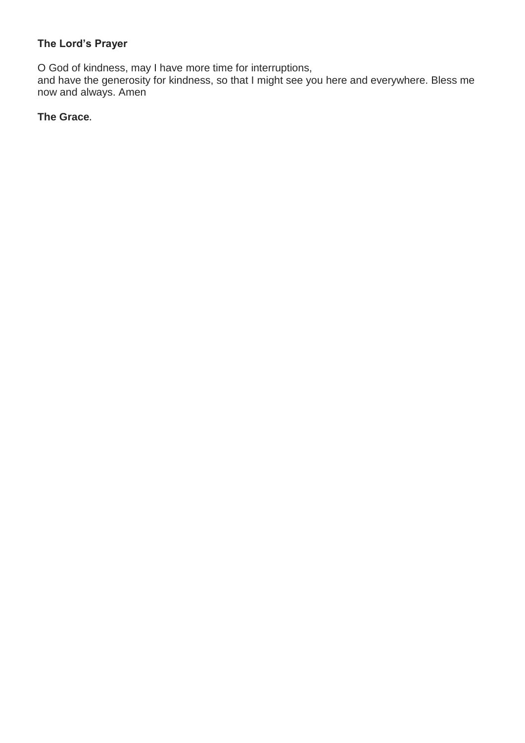**The Lord's Prayer**

O God of kindness, may I have more time for interruptions,
and have the generosity for kindness, so that I might see you here and everywhere. Bless me now and always. Amen

**The Grace**.